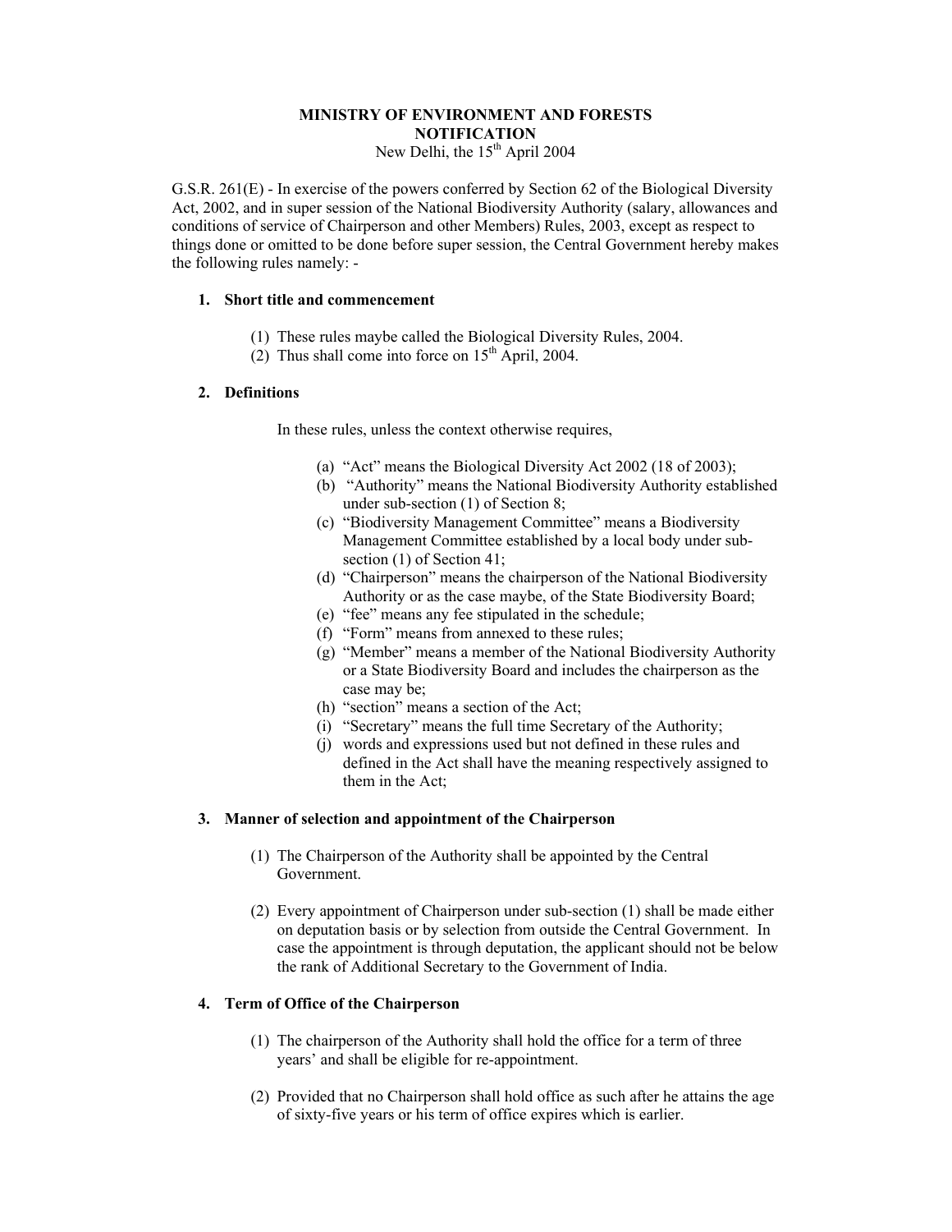**MINISTRY OF ENVIRONMENT AND FORESTS**
**NOTIFICATION**
New Delhi, the 15th April 2004

G.S.R. 261(E) - In exercise of the powers conferred by Section 62 of the Biological Diversity Act, 2002, and in super session of the National Biodiversity Authority (salary, allowances and conditions of service of Chairperson and other Members) Rules, 2003, except as respect to things done or omitted to be done before super session, the Central Government hereby makes the following rules namely: -

**1. Short title and commencement**

(1) These rules maybe called the Biological Diversity Rules, 2004.
(2) Thus shall come into force on 15th April, 2004.

**2. Definitions**

In these rules, unless the context otherwise requires,

(a) "Act" means the Biological Diversity Act 2002 (18 of 2003);
(b) "Authority" means the National Biodiversity Authority established under sub-section (1) of Section 8;
(c) "Biodiversity Management Committee" means a Biodiversity Management Committee established by a local body under sub-section (1) of Section 41;
(d) "Chairperson" means the chairperson of the National Biodiversity Authority or as the case maybe, of the State Biodiversity Board;
(e) "fee" means any fee stipulated in the schedule;
(f) "Form" means from annexed to these rules;
(g) "Member" means a member of the National Biodiversity Authority or a State Biodiversity Board and includes the chairperson as the case may be;
(h) "section" means a section of the Act;
(i) "Secretary" means the full time Secretary of the Authority;
(j) words and expressions used but not defined in these rules and defined in the Act shall have the meaning respectively assigned to them in the Act;

**3. Manner of selection and appointment of the Chairperson**

(1) The Chairperson of the Authority shall be appointed by the Central Government.

(2) Every appointment of Chairperson under sub-section (1) shall be made either on deputation basis or by selection from outside the Central Government. In case the appointment is through deputation, the applicant should not be below the rank of Additional Secretary to the Government of India.

**4. Term of Office of the Chairperson**

(1) The chairperson of the Authority shall hold the office for a term of three years' and shall be eligible for re-appointment.

(2) Provided that no Chairperson shall hold office as such after he attains the age of sixty-five years or his term of office expires which is earlier.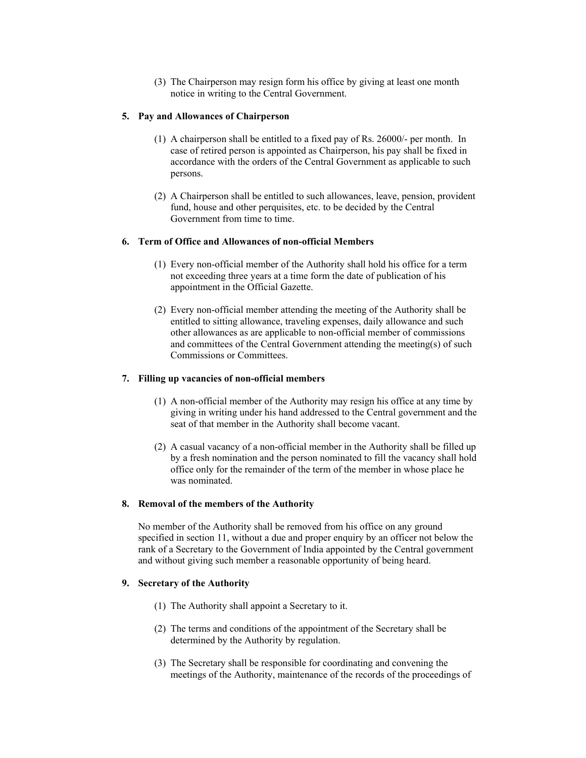(3) The Chairperson may resign form his office by giving at least one month notice in writing to the Central Government.

**5. Pay and Allowances of Chairperson**

(1) A chairperson shall be entitled to a fixed pay of Rs. 26000/- per month. In case of retired person is appointed as Chairperson, his pay shall be fixed in accordance with the orders of the Central Government as applicable to such persons.

(2) A Chairperson shall be entitled to such allowances, leave, pension, provident fund, house and other perquisites, etc. to be decided by the Central Government from time to time.

**6. Term of Office and Allowances of non-official Members**

(1) Every non-official member of the Authority shall hold his office for a term not exceeding three years at a time form the date of publication of his appointment in the Official Gazette.

(2) Every non-official member attending the meeting of the Authority shall be entitled to sitting allowance, traveling expenses, daily allowance and such other allowances as are applicable to non-official member of commissions and committees of the Central Government attending the meeting(s) of such Commissions or Committees.

**7. Filling up vacancies of non-official members**

(1) A non-official member of the Authority may resign his office at any time by giving in writing under his hand addressed to the Central government and the seat of that member in the Authority shall become vacant.

(2) A casual vacancy of a non-official member in the Authority shall be filled up by a fresh nomination and the person nominated to fill the vacancy shall hold office only for the remainder of the term of the member in whose place he was nominated.

**8. Removal of the members of the Authority**

No member of the Authority shall be removed from his office on any ground specified in section 11, without a due and proper enquiry by an officer not below the rank of a Secretary to the Government of India appointed by the Central government and without giving such member a reasonable opportunity of being heard.

**9. Secretary of the Authority**

(1) The Authority shall appoint a Secretary to it.

(2) The terms and conditions of the appointment of the Secretary shall be determined by the Authority by regulation.

(3) The Secretary shall be responsible for coordinating and convening the meetings of the Authority, maintenance of the records of the proceedings of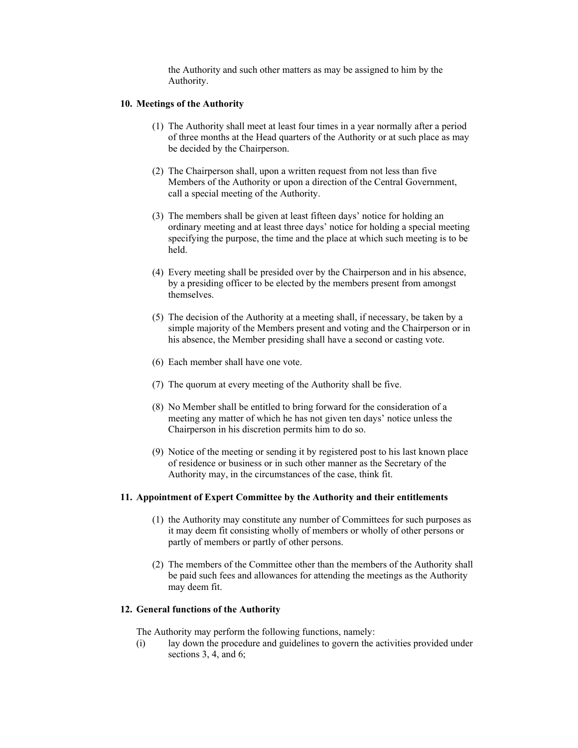the Authority and such other matters as may be assigned to him by the Authority.

**10. Meetings of the Authority**

(1) The Authority shall meet at least four times in a year normally after a period of three months at the Head quarters of the Authority or at such place as may be decided by the Chairperson.

(2) The Chairperson shall, upon a written request from not less than five Members of the Authority or upon a direction of the Central Government, call a special meeting of the Authority.

(3) The members shall be given at least fifteen days' notice for holding an ordinary meeting and at least three days' notice for holding a special meeting specifying the purpose, the time and the place at which such meeting is to be held.

(4) Every meeting shall be presided over by the Chairperson and in his absence, by a presiding officer to be elected by the members present from amongst themselves.

(5) The decision of the Authority at a meeting shall, if necessary, be taken by a simple majority of the Members present and voting and the Chairperson or in his absence, the Member presiding shall have a second or casting vote.

(6) Each member shall have one vote.

(7) The quorum at every meeting of the Authority shall be five.

(8) No Member shall be entitled to bring forward for the consideration of a meeting any matter of which he has not given ten days' notice unless the Chairperson in his discretion permits him to do so.

(9) Notice of the meeting or sending it by registered post to his last known place of residence or business or in such other manner as the Secretary of the Authority may, in the circumstances of the case, think fit.

**11. Appointment of Expert Committee by the Authority and their entitlements**

(1) the Authority may constitute any number of Committees for such purposes as it may deem fit consisting wholly of members or wholly of other persons or partly of members or partly of other persons.

(2) The members of the Committee other than the members of the Authority shall be paid such fees and allowances for attending the meetings as the Authority may deem fit.

**12. General functions of the Authority**

The Authority may perform the following functions, namely:

(i) lay down the procedure and guidelines to govern the activities provided under sections 3, 4, and 6;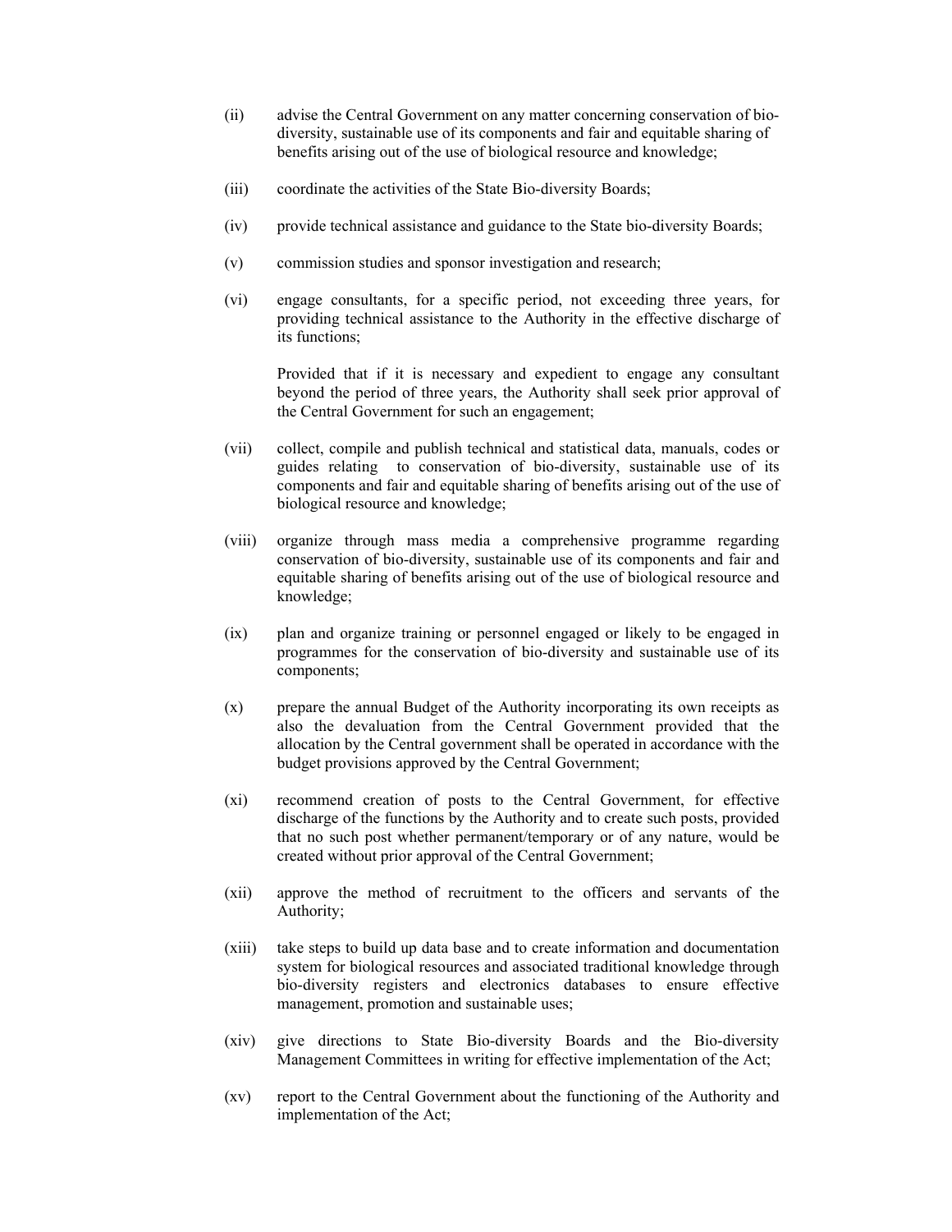(ii) advise the Central Government on any matter concerning conservation of bio-diversity, sustainable use of its components and fair and equitable sharing of benefits arising out of the use of biological resource and knowledge;

(iii) coordinate the activities of the State Bio-diversity Boards;

(iv) provide technical assistance and guidance to the State bio-diversity Boards;

(v) commission studies and sponsor investigation and research;

(vi) engage consultants, for a specific period, not exceeding three years, for providing technical assistance to the Authority in the effective discharge of its functions;

Provided that if it is necessary and expedient to engage any consultant beyond the period of three years, the Authority shall seek prior approval of the Central Government for such an engagement;

(vii) collect, compile and publish technical and statistical data, manuals, codes or guides relating to conservation of bio-diversity, sustainable use of its components and fair and equitable sharing of benefits arising out of the use of biological resource and knowledge;

(viii) organize through mass media a comprehensive programme regarding conservation of bio-diversity, sustainable use of its components and fair and equitable sharing of benefits arising out of the use of biological resource and knowledge;

(ix) plan and organize training or personnel engaged or likely to be engaged in programmes for the conservation of bio-diversity and sustainable use of its components;

(x) prepare the annual Budget of the Authority incorporating its own receipts as also the devaluation from the Central Government provided that the allocation by the Central government shall be operated in accordance with the budget provisions approved by the Central Government;

(xi) recommend creation of posts to the Central Government, for effective discharge of the functions by the Authority and to create such posts, provided that no such post whether permanent/temporary or of any nature, would be created without prior approval of the Central Government;

(xii) approve the method of recruitment to the officers and servants of the Authority;

(xiii) take steps to build up data base and to create information and documentation system for biological resources and associated traditional knowledge through bio-diversity registers and electronics databases to ensure effective management, promotion and sustainable uses;

(xiv) give directions to State Bio-diversity Boards and the Bio-diversity Management Committees in writing for effective implementation of the Act;

(xv) report to the Central Government about the functioning of the Authority and implementation of the Act;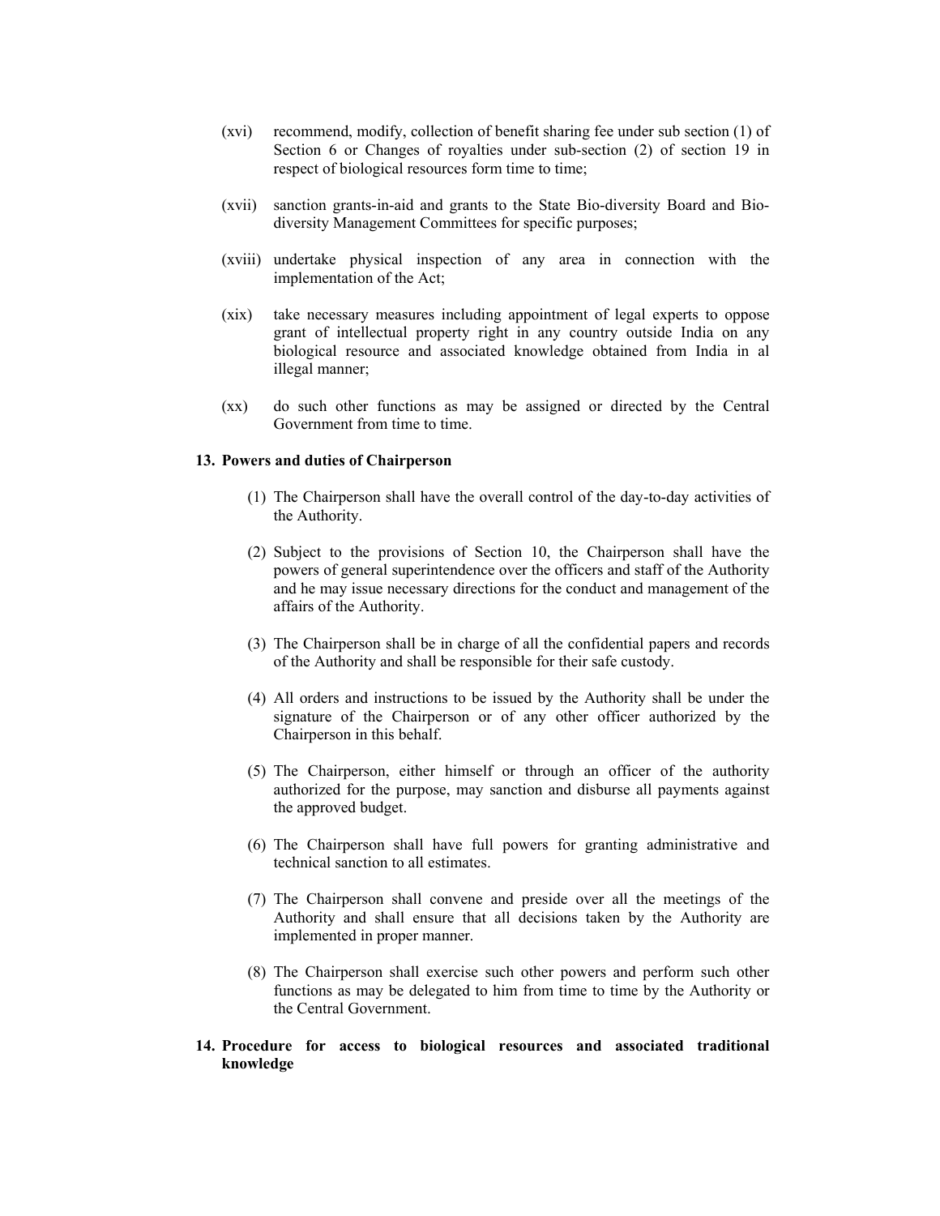(xvi) recommend, modify, collection of benefit sharing fee under sub section (1) of Section 6 or Changes of royalties under sub-section (2) of section 19 in respect of biological resources form time to time;

(xvii) sanction grants-in-aid and grants to the State Bio-diversity Board and Bio-diversity Management Committees for specific purposes;

(xviii) undertake physical inspection of any area in connection with the implementation of the Act;

(xix) take necessary measures including appointment of legal experts to oppose grant of intellectual property right in any country outside India on any biological resource and associated knowledge obtained from India in al illegal manner;

(xx) do such other functions as may be assigned or directed by the Central Government from time to time.

**13. Powers and duties of Chairperson**

(1) The Chairperson shall have the overall control of the day-to-day activities of the Authority.

(2) Subject to the provisions of Section 10, the Chairperson shall have the powers of general superintendence over the officers and staff of the Authority and he may issue necessary directions for the conduct and management of the affairs of the Authority.

(3) The Chairperson shall be in charge of all the confidential papers and records of the Authority and shall be responsible for their safe custody.

(4) All orders and instructions to be issued by the Authority shall be under the signature of the Chairperson or of any other officer authorized by the Chairperson in this behalf.

(5) The Chairperson, either himself or through an officer of the authority authorized for the purpose, may sanction and disburse all payments against the approved budget.

(6) The Chairperson shall have full powers for granting administrative and technical sanction to all estimates.

(7) The Chairperson shall convene and preside over all the meetings of the Authority and shall ensure that all decisions taken by the Authority are implemented in proper manner.

(8) The Chairperson shall exercise such other powers and perform such other functions as may be delegated to him from time to time by the Authority or the Central Government.

**14. Procedure for access to biological resources and associated traditional knowledge**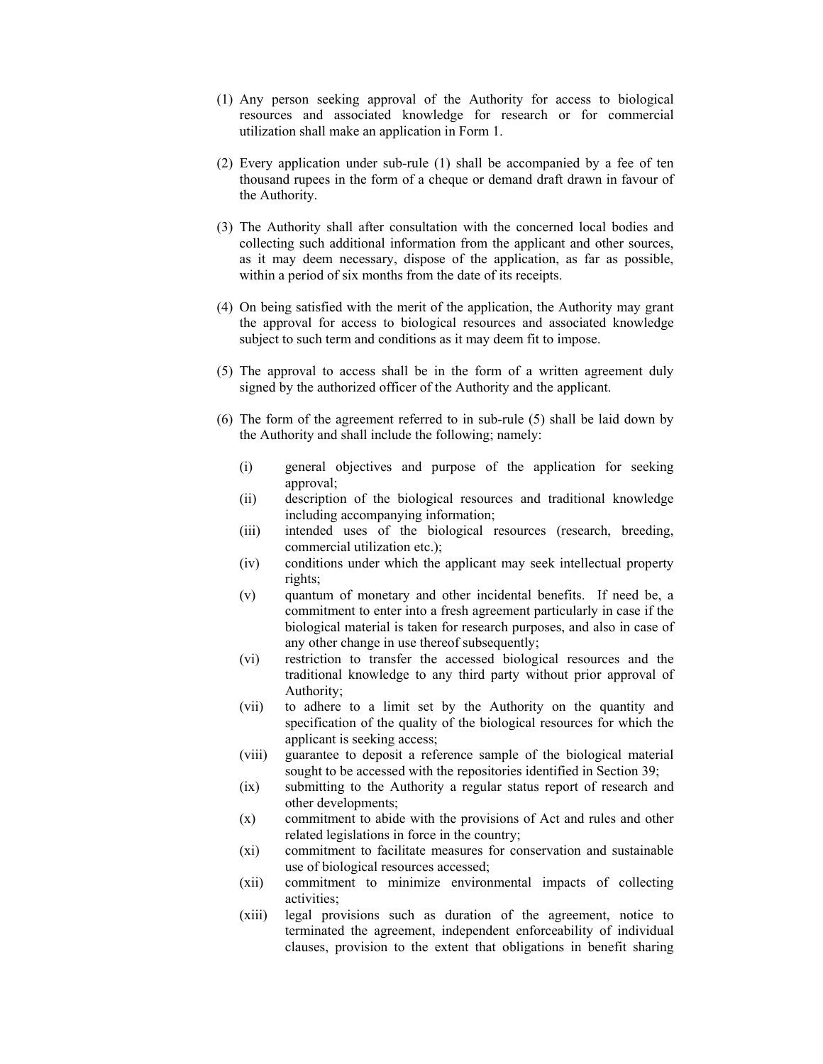(1) Any person seeking approval of the Authority for access to biological resources and associated knowledge for research or for commercial utilization shall make an application in Form 1.

(2) Every application under sub-rule (1) shall be accompanied by a fee of ten thousand rupees in the form of a cheque or demand draft drawn in favour of the Authority.

(3) The Authority shall after consultation with the concerned local bodies and collecting such additional information from the applicant and other sources, as it may deem necessary, dispose of the application, as far as possible, within a period of six months from the date of its receipts.

(4) On being satisfied with the merit of the application, the Authority may grant the approval for access to biological resources and associated knowledge subject to such term and conditions as it may deem fit to impose.

(5) The approval to access shall be in the form of a written agreement duly signed by the authorized officer of the Authority and the applicant.

(6) The form of the agreement referred to in sub-rule (5) shall be laid down by the Authority and shall include the following; namely:

- (i) general objectives and purpose of the application for seeking approval;
- (ii) description of the biological resources and traditional knowledge including accompanying information;
- (iii) intended uses of the biological resources (research, breeding, commercial utilization etc.);
- (iv) conditions under which the applicant may seek intellectual property rights;
- (v) quantum of monetary and other incidental benefits. If need be, a commitment to enter into a fresh agreement particularly in case if the biological material is taken for research purposes, and also in case of any other change in use thereof subsequently;
- (vi) restriction to transfer the accessed biological resources and the traditional knowledge to any third party without prior approval of Authority;
- (vii) to adhere to a limit set by the Authority on the quantity and specification of the quality of the biological resources for which the applicant is seeking access;
- (viii) guarantee to deposit a reference sample of the biological material sought to be accessed with the repositories identified in Section 39;
- (ix) submitting to the Authority a regular status report of research and other developments;
- (x) commitment to abide with the provisions of Act and rules and other related legislations in force in the country;
- (xi) commitment to facilitate measures for conservation and sustainable use of biological resources accessed;
- (xii) commitment to minimize environmental impacts of collecting activities;
- (xiii) legal provisions such as duration of the agreement, notice to terminated the agreement, independent enforceability of individual clauses, provision to the extent that obligations in benefit sharing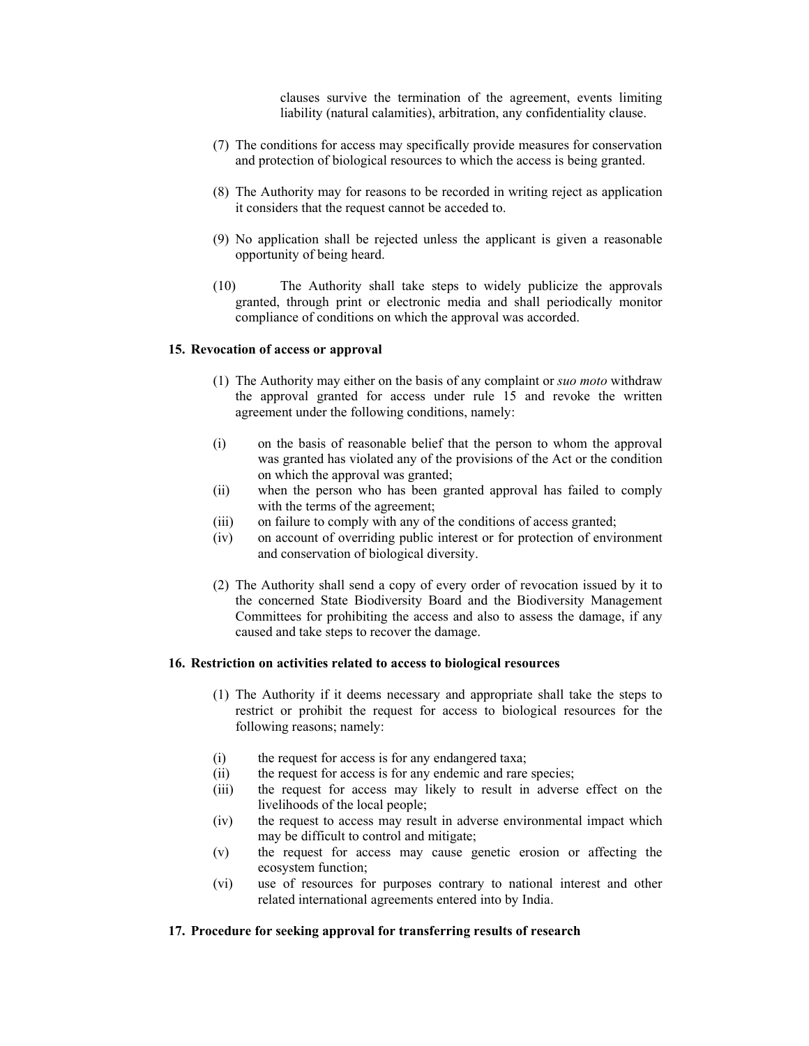clauses survive the termination of the agreement, events limiting liability (natural calamities), arbitration, any confidentiality clause.

(7) The conditions for access may specifically provide measures for conservation and protection of biological resources to which the access is being granted.

(8) The Authority may for reasons to be recorded in writing reject as application it considers that the request cannot be acceded to.

(9) No application shall be rejected unless the applicant is given a reasonable opportunity of being heard.

(10) The Authority shall take steps to widely publicize the approvals granted, through print or electronic media and shall periodically monitor compliance of conditions on which the approval was accorded.

**15. Revocation of access or approval**

(1) The Authority may either on the basis of any complaint or *suo moto* withdraw the approval granted for access under rule 15 and revoke the written agreement under the following conditions, namely:

(i) on the basis of reasonable belief that the person to whom the approval was granted has violated any of the provisions of the Act or the condition on which the approval was granted;

(ii) when the person who has been granted approval has failed to comply with the terms of the agreement;

(iii) on failure to comply with any of the conditions of access granted;

(iv) on account of overriding public interest or for protection of environment and conservation of biological diversity.

(2) The Authority shall send a copy of every order of revocation issued by it to the concerned State Biodiversity Board and the Biodiversity Management Committees for prohibiting the access and also to assess the damage, if any caused and take steps to recover the damage.

**16. Restriction on activities related to access to biological resources**

(1) The Authority if it deems necessary and appropriate shall take the steps to restrict or prohibit the request for access to biological resources for the following reasons; namely:

(i) the request for access is for any endangered taxa;

(ii) the request for access is for any endemic and rare species;

(iii) the request for access may likely to result in adverse effect on the livelihoods of the local people;

(iv) the request to access may result in adverse environmental impact which may be difficult to control and mitigate;

(v) the request for access may cause genetic erosion or affecting the ecosystem function;

(vi) use of resources for purposes contrary to national interest and other related international agreements entered into by India.

**17. Procedure for seeking approval for transferring results of research**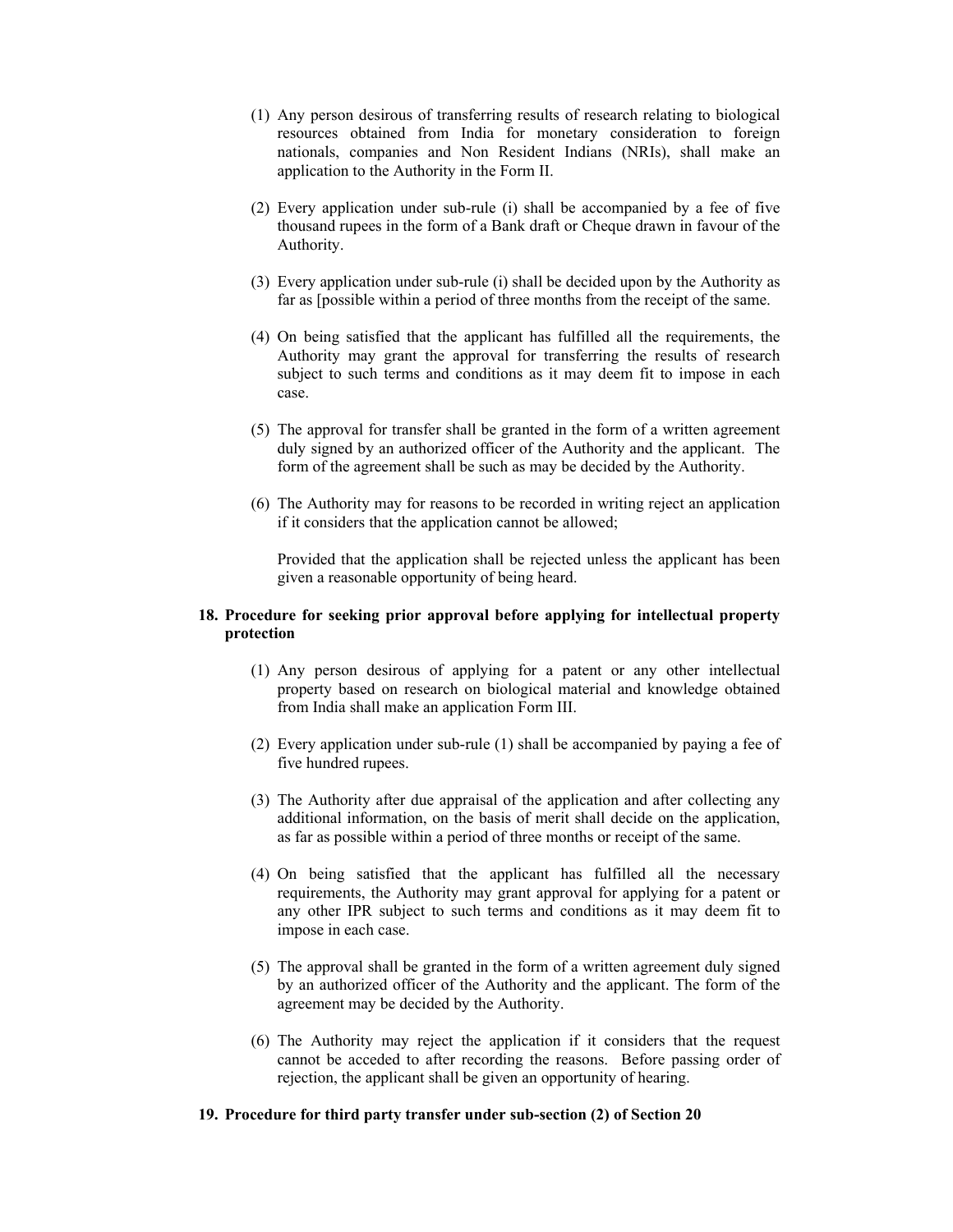(1) Any person desirous of transferring results of research relating to biological resources obtained from India for monetary consideration to foreign nationals, companies and Non Resident Indians (NRIs), shall make an application to the Authority in the Form II.

(2) Every application under sub-rule (i) shall be accompanied by a fee of five thousand rupees in the form of a Bank draft or Cheque drawn in favour of the Authority.

(3) Every application under sub-rule (i) shall be decided upon by the Authority as far as [possible within a period of three months from the receipt of the same.

(4) On being satisfied that the applicant has fulfilled all the requirements, the Authority may grant the approval for transferring the results of research subject to such terms and conditions as it may deem fit to impose in each case.

(5) The approval for transfer shall be granted in the form of a written agreement duly signed by an authorized officer of the Authority and the applicant. The form of the agreement shall be such as may be decided by the Authority.

(6) The Authority may for reasons to be recorded in writing reject an application if it considers that the application cannot be allowed;

Provided that the application shall be rejected unless the applicant has been given a reasonable opportunity of being heard.

**18. Procedure for seeking prior approval before applying for intellectual property protection**

(1) Any person desirous of applying for a patent or any other intellectual property based on research on biological material and knowledge obtained from India shall make an application Form III.

(2) Every application under sub-rule (1) shall be accompanied by paying a fee of five hundred rupees.

(3) The Authority after due appraisal of the application and after collecting any additional information, on the basis of merit shall decide on the application, as far as possible within a period of three months or receipt of the same.

(4) On being satisfied that the applicant has fulfilled all the necessary requirements, the Authority may grant approval for applying for a patent or any other IPR subject to such terms and conditions as it may deem fit to impose in each case.

(5) The approval shall be granted in the form of a written agreement duly signed by an authorized officer of the Authority and the applicant. The form of the agreement may be decided by the Authority.

(6) The Authority may reject the application if it considers that the request cannot be acceded to after recording the reasons. Before passing order of rejection, the applicant shall be given an opportunity of hearing.

**19. Procedure for third party transfer under sub-section (2) of Section 20**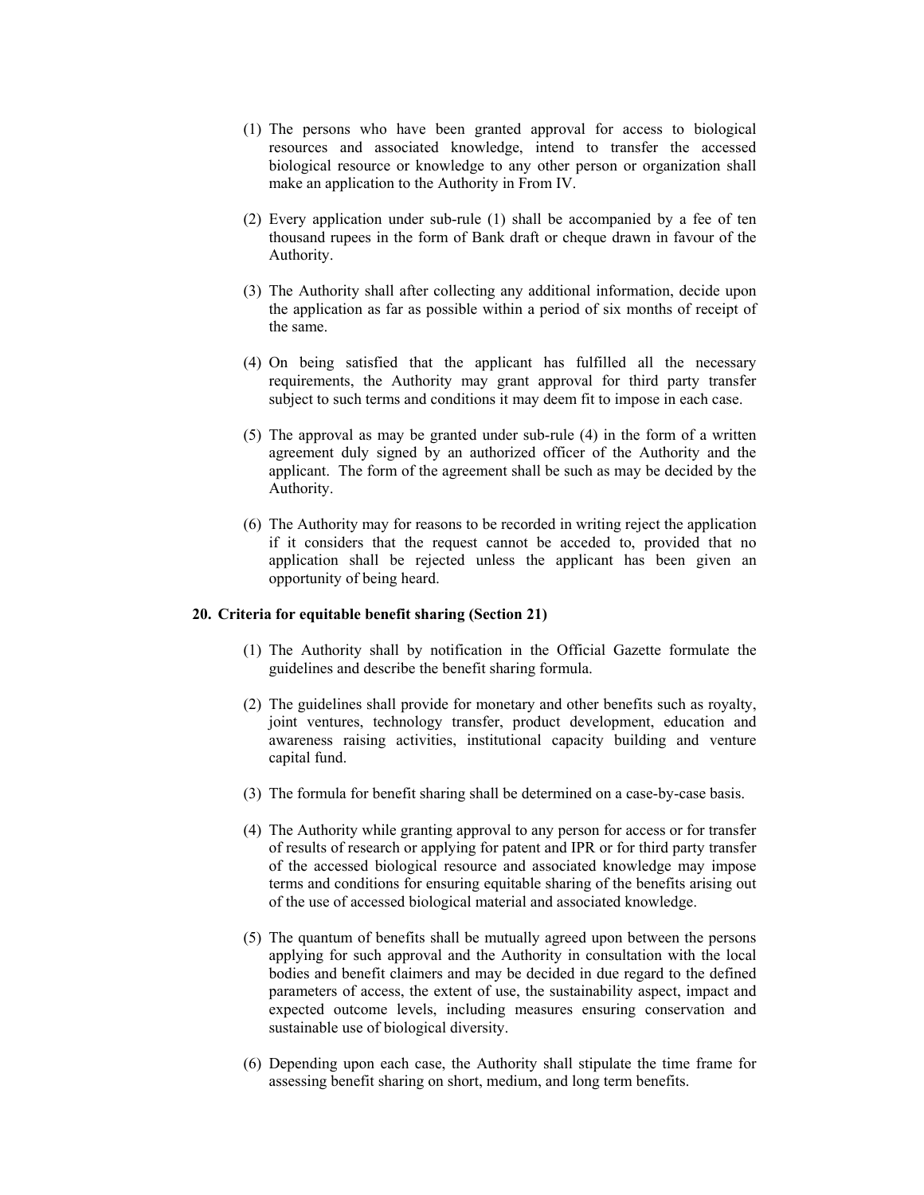(1) The persons who have been granted approval for access to biological resources and associated knowledge, intend to transfer the accessed biological resource or knowledge to any other person or organization shall make an application to the Authority in From IV.

(2) Every application under sub-rule (1) shall be accompanied by a fee of ten thousand rupees in the form of Bank draft or cheque drawn in favour of the Authority.

(3) The Authority shall after collecting any additional information, decide upon the application as far as possible within a period of six months of receipt of the same.

(4) On being satisfied that the applicant has fulfilled all the necessary requirements, the Authority may grant approval for third party transfer subject to such terms and conditions it may deem fit to impose in each case.

(5) The approval as may be granted under sub-rule (4) in the form of a written agreement duly signed by an authorized officer of the Authority and the applicant. The form of the agreement shall be such as may be decided by the Authority.

(6) The Authority may for reasons to be recorded in writing reject the application if it considers that the request cannot be acceded to, provided that no application shall be rejected unless the applicant has been given an opportunity of being heard.

## 20. Criteria for equitable benefit sharing (Section 21)

(1) The Authority shall by notification in the Official Gazette formulate the guidelines and describe the benefit sharing formula.

(2) The guidelines shall provide for monetary and other benefits such as royalty, joint ventures, technology transfer, product development, education and awareness raising activities, institutional capacity building and venture capital fund.

(3) The formula for benefit sharing shall be determined on a case-by-case basis.

(4) The Authority while granting approval to any person for access or for transfer of results of research or applying for patent and IPR or for third party transfer of the accessed biological resource and associated knowledge may impose terms and conditions for ensuring equitable sharing of the benefits arising out of the use of accessed biological material and associated knowledge.

(5) The quantum of benefits shall be mutually agreed upon between the persons applying for such approval and the Authority in consultation with the local bodies and benefit claimers and may be decided in due regard to the defined parameters of access, the extent of use, the sustainability aspect, impact and expected outcome levels, including measures ensuring conservation and sustainable use of biological diversity.

(6) Depending upon each case, the Authority shall stipulate the time frame for assessing benefit sharing on short, medium, and long term benefits.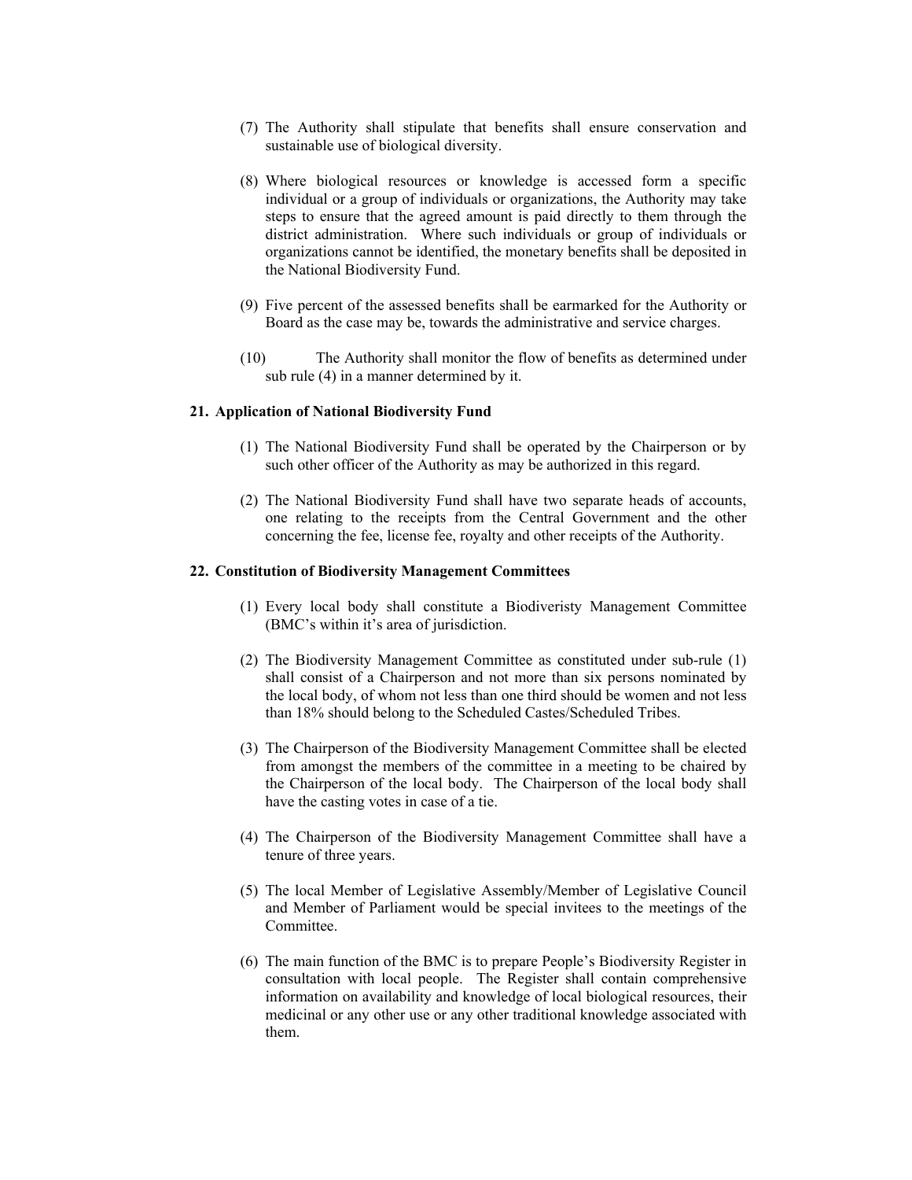(7) The Authority shall stipulate that benefits shall ensure conservation and sustainable use of biological diversity.

(8) Where biological resources or knowledge is accessed form a specific individual or a group of individuals or organizations, the Authority may take steps to ensure that the agreed amount is paid directly to them through the district administration. Where such individuals or group of individuals or organizations cannot be identified, the monetary benefits shall be deposited in the National Biodiversity Fund.

(9) Five percent of the assessed benefits shall be earmarked for the Authority or Board as the case may be, towards the administrative and service charges.

(10) The Authority shall monitor the flow of benefits as determined under sub rule (4) in a manner determined by it.

**21. Application of National Biodiversity Fund**

(1) The National Biodiversity Fund shall be operated by the Chairperson or by such other officer of the Authority as may be authorized in this regard.

(2) The National Biodiversity Fund shall have two separate heads of accounts, one relating to the receipts from the Central Government and the other concerning the fee, license fee, royalty and other receipts of the Authority.

**22. Constitution of Biodiversity Management Committees**

(1) Every local body shall constitute a Biodiveristy Management Committee (BMC's within it's area of jurisdiction.

(2) The Biodiversity Management Committee as constituted under sub-rule (1) shall consist of a Chairperson and not more than six persons nominated by the local body, of whom not less than one third should be women and not less than 18% should belong to the Scheduled Castes/Scheduled Tribes.

(3) The Chairperson of the Biodiversity Management Committee shall be elected from amongst the members of the committee in a meeting to be chaired by the Chairperson of the local body. The Chairperson of the local body shall have the casting votes in case of a tie.

(4) The Chairperson of the Biodiversity Management Committee shall have a tenure of three years.

(5) The local Member of Legislative Assembly/Member of Legislative Council and Member of Parliament would be special invitees to the meetings of the Committee.

(6) The main function of the BMC is to prepare People's Biodiversity Register in consultation with local people. The Register shall contain comprehensive information on availability and knowledge of local biological resources, their medicinal or any other use or any other traditional knowledge associated with them.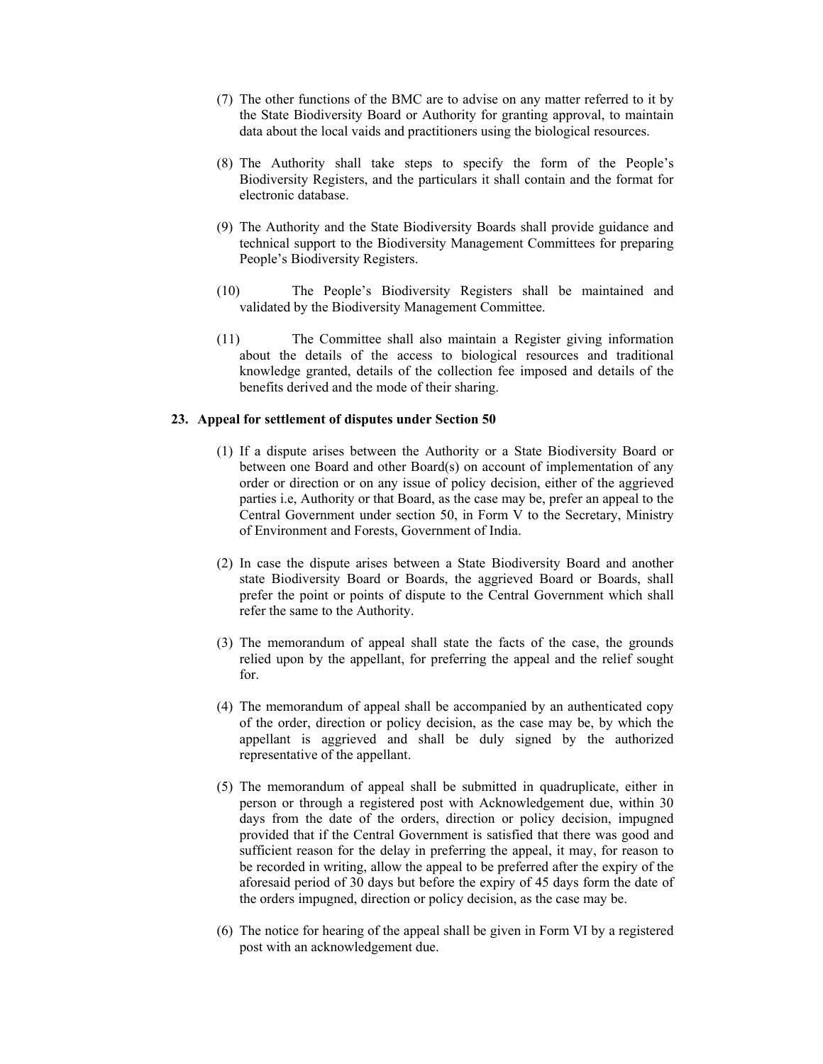(7) The other functions of the BMC are to advise on any matter referred to it by the State Biodiversity Board or Authority for granting approval, to maintain data about the local vaids and practitioners using the biological resources.

(8) The Authority shall take steps to specify the form of the People's Biodiversity Registers, and the particulars it shall contain and the format for electronic database.

(9) The Authority and the State Biodiversity Boards shall provide guidance and technical support to the Biodiversity Management Committees for preparing People's Biodiversity Registers.

(10) The People's Biodiversity Registers shall be maintained and validated by the Biodiversity Management Committee.

(11) The Committee shall also maintain a Register giving information about the details of the access to biological resources and traditional knowledge granted, details of the collection fee imposed and details of the benefits derived and the mode of their sharing.

**23. Appeal for settlement of disputes under Section 50**

(1) If a dispute arises between the Authority or a State Biodiversity Board or between one Board and other Board(s) on account of implementation of any order or direction or on any issue of policy decision, either of the aggrieved parties i.e, Authority or that Board, as the case may be, prefer an appeal to the Central Government under section 50, in Form V to the Secretary, Ministry of Environment and Forests, Government of India.

(2) In case the dispute arises between a State Biodiversity Board and another state Biodiversity Board or Boards, the aggrieved Board or Boards, shall prefer the point or points of dispute to the Central Government which shall refer the same to the Authority.

(3) The memorandum of appeal shall state the facts of the case, the grounds relied upon by the appellant, for preferring the appeal and the relief sought for.

(4) The memorandum of appeal shall be accompanied by an authenticated copy of the order, direction or policy decision, as the case may be, by which the appellant is aggrieved and shall be duly signed by the authorized representative of the appellant.

(5) The memorandum of appeal shall be submitted in quadruplicate, either in person or through a registered post with Acknowledgement due, within 30 days from the date of the orders, direction or policy decision, impugned provided that if the Central Government is satisfied that there was good and sufficient reason for the delay in preferring the appeal, it may, for reason to be recorded in writing, allow the appeal to be preferred after the expiry of the aforesaid period of 30 days but before the expiry of 45 days form the date of the orders impugned, direction or policy decision, as the case may be.

(6) The notice for hearing of the appeal shall be given in Form VI by a registered post with an acknowledgement due.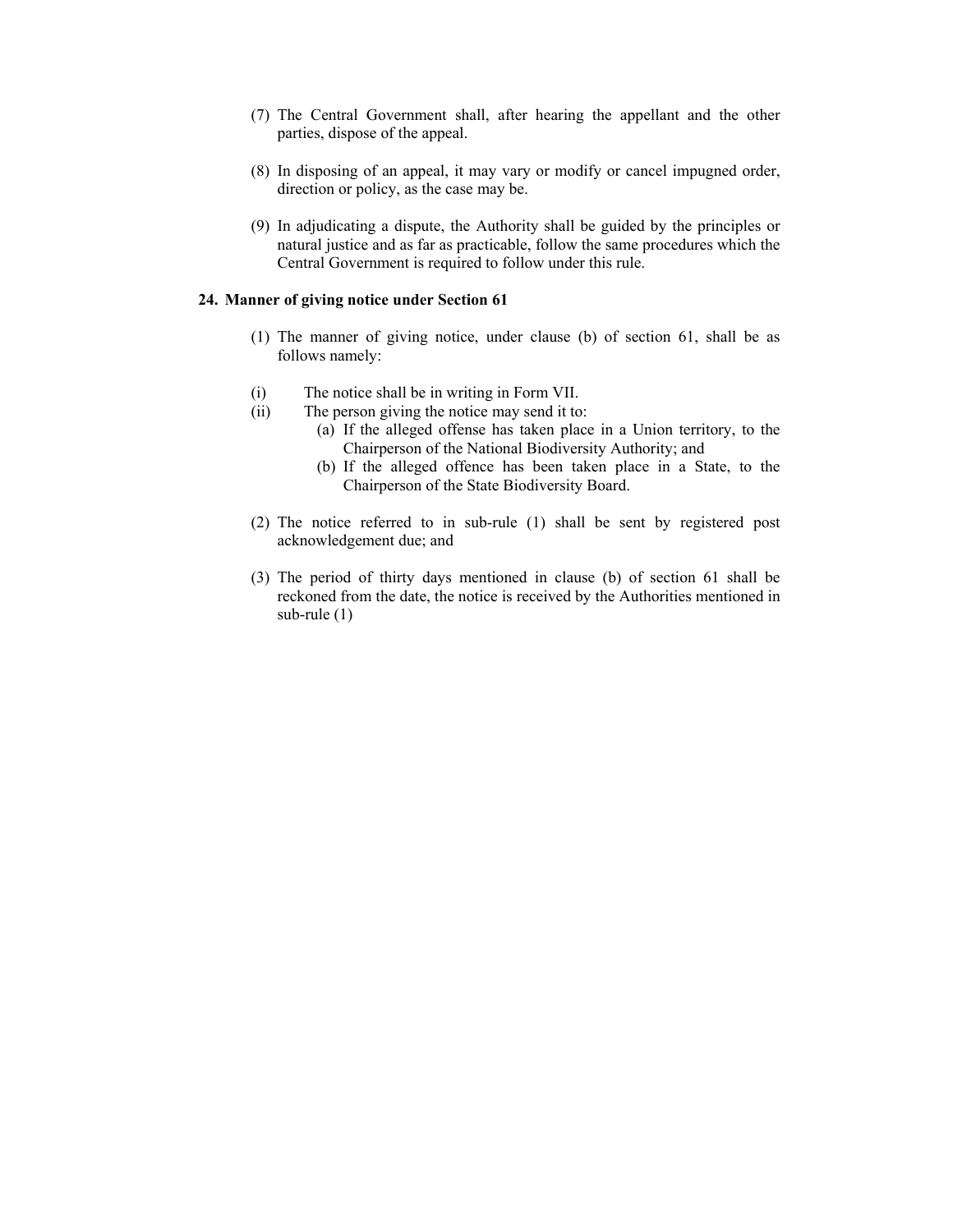(7) The Central Government shall, after hearing the appellant and the other parties, dispose of the appeal.

(8) In disposing of an appeal, it may vary or modify or cancel impugned order, direction or policy, as the case may be.

(9) In adjudicating a dispute, the Authority shall be guided by the principles or natural justice and as far as practicable, follow the same procedures which the Central Government is required to follow under this rule.

**24. Manner of giving notice under Section 61**

(1) The manner of giving notice, under clause (b) of section 61, shall be as follows namely:

(i) The notice shall be in writing in Form VII.

(ii) The person giving the notice may send it to:

(a) If the alleged offense has taken place in a Union territory, to the Chairperson of the National Biodiversity Authority; and

(b) If the alleged offence has been taken place in a State, to the Chairperson of the State Biodiversity Board.

(2) The notice referred to in sub-rule (1) shall be sent by registered post acknowledgement due; and

(3) The period of thirty days mentioned in clause (b) of section 61 shall be reckoned from the date, the notice is received by the Authorities mentioned in sub-rule (1)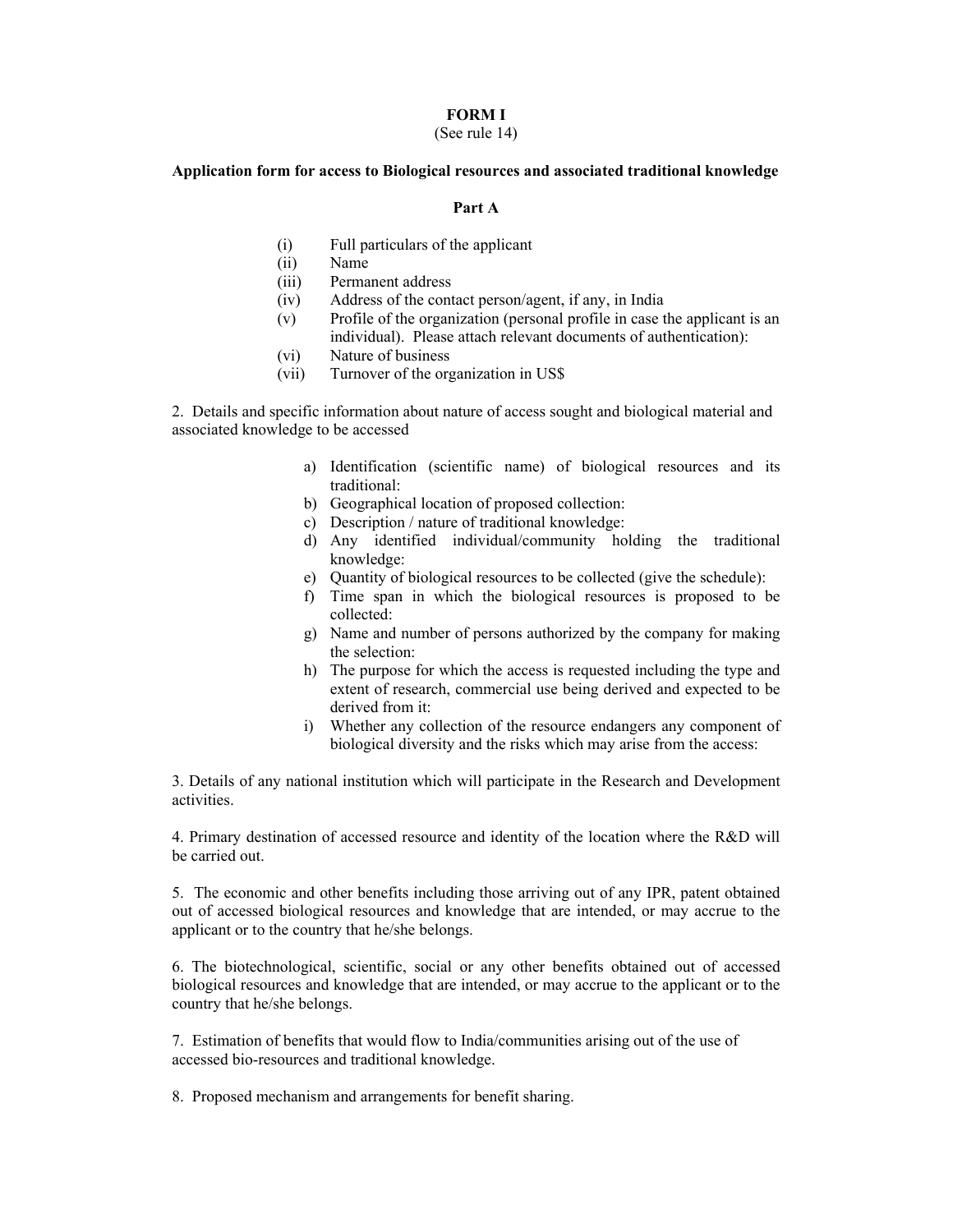**FORM I**

(See rule 14)

**Application form for access to Biological resources and associated traditional knowledge**

**Part A**

(i) Full particulars of the applicant
(ii) Name
(iii) Permanent address
(iv) Address of the contact person/agent, if any, in India
(v) Profile of the organization (personal profile in case the applicant is an individual). Please attach relevant documents of authentication):
(vi) Nature of business
(vii) Turnover of the organization in US$

2. Details and specific information about nature of access sought and biological material and associated knowledge to be accessed

a) Identification (scientific name) of biological resources and its traditional:
b) Geographical location of proposed collection:
c) Description / nature of traditional knowledge:
d) Any identified individual/community holding the traditional knowledge:
e) Quantity of biological resources to be collected (give the schedule):
f) Time span in which the biological resources is proposed to be collected:
g) Name and number of persons authorized by the company for making the selection:
h) The purpose for which the access is requested including the type and extent of research, commercial use being derived and expected to be derived from it:
i) Whether any collection of the resource endangers any component of biological diversity and the risks which may arise from the access:

3. Details of any national institution which will participate in the Research and Development activities.

4. Primary destination of accessed resource and identity of the location where the R&D will be carried out.

5. The economic and other benefits including those arriving out of any IPR, patent obtained out of accessed biological resources and knowledge that are intended, or may accrue to the applicant or to the country that he/she belongs.

6. The biotechnological, scientific, social or any other benefits obtained out of accessed biological resources and knowledge that are intended, or may accrue to the applicant or to the country that he/she belongs.

7. Estimation of benefits that would flow to India/communities arising out of the use of accessed bio-resources and traditional knowledge.

8. Proposed mechanism and arrangements for benefit sharing.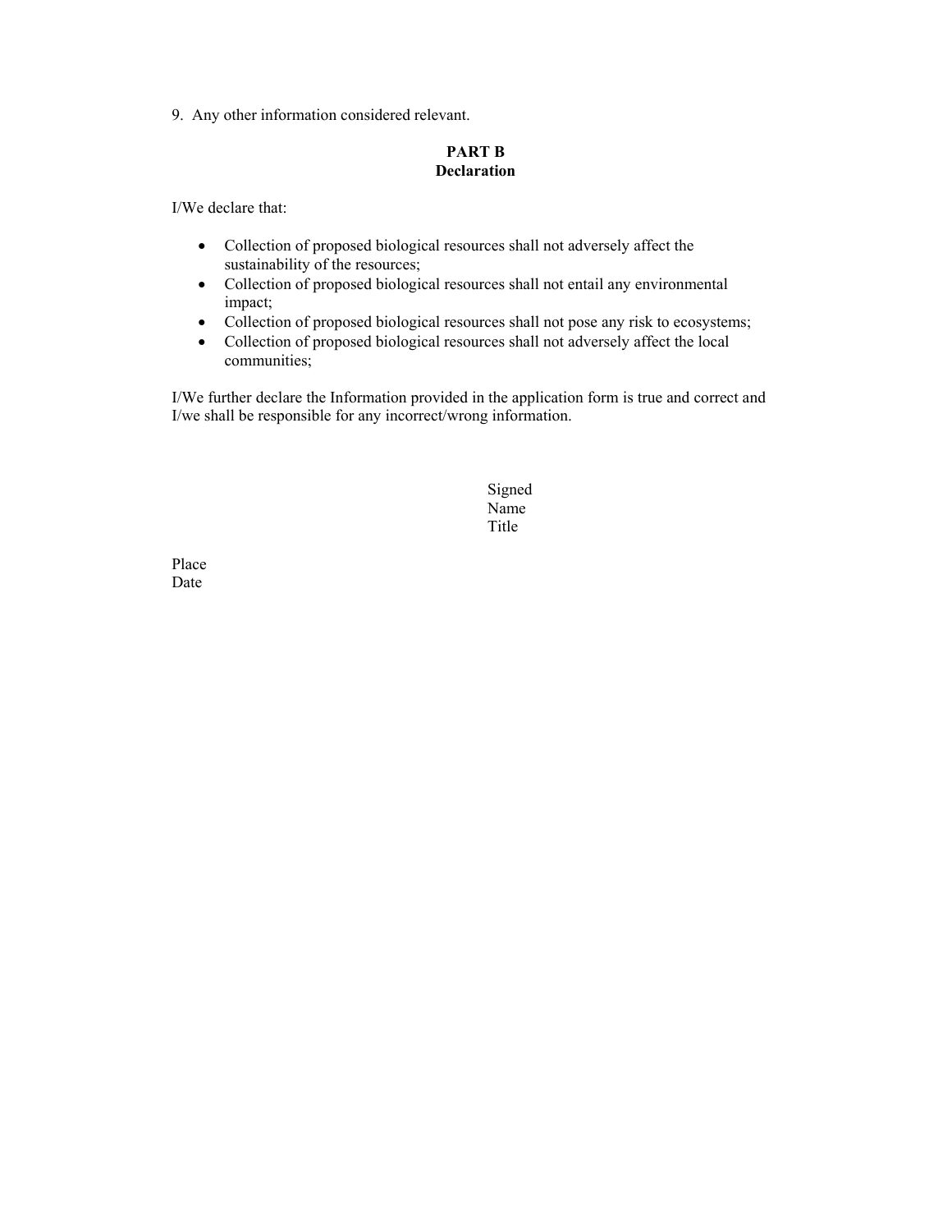9. Any other information considered relevant.

**PART B**
**Declaration**

I/We declare that:

- Collection of proposed biological resources shall not adversely affect the sustainability of the resources;
- Collection of proposed biological resources shall not entail any environmental impact;
- Collection of proposed biological resources shall not pose any risk to ecosystems;
- Collection of proposed biological resources shall not adversely affect the local communities;

I/We further declare the Information provided in the application form is true and correct and I/we shall be responsible for any incorrect/wrong information.

Signed
Name
Title

Place
Date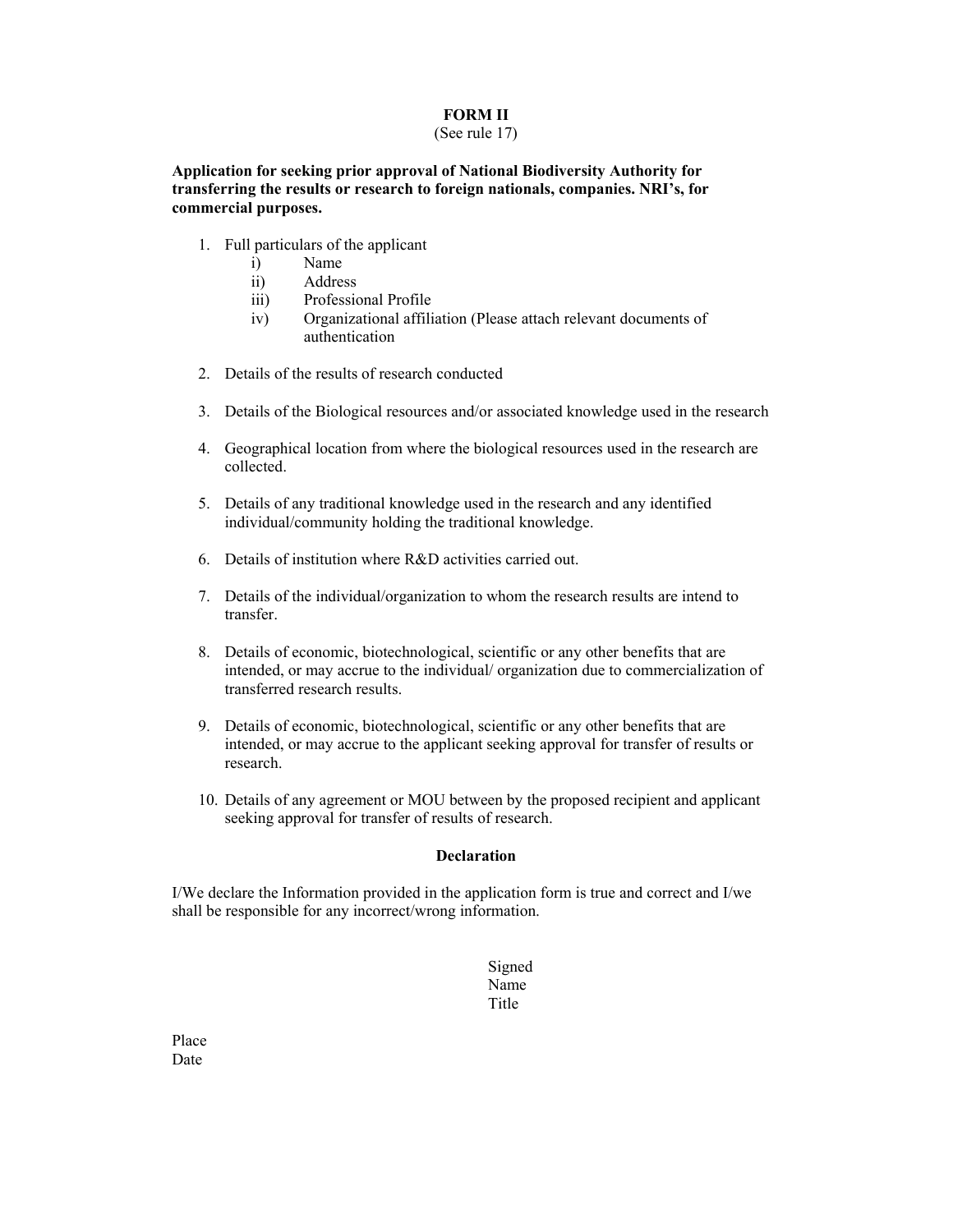**FORM II**

(See rule 17)

**Application for seeking prior approval of National Biodiversity Authority for transferring the results or research to foreign nationals, companies. NRI's, for commercial purposes.**

1. Full particulars of the applicant
   - i) Name
   - ii) Address
   - iii) Professional Profile
   - iv) Organizational affiliation (Please attach relevant documents of authentication

2. Details of the results of research conducted

3. Details of the Biological resources and/or associated knowledge used in the research

4. Geographical location from where the biological resources used in the research are collected.

5. Details of any traditional knowledge used in the research and any identified individual/community holding the traditional knowledge.

6. Details of institution where R&D activities carried out.

7. Details of the individual/organization to whom the research results are intend to transfer.

8. Details of economic, biotechnological, scientific or any other benefits that are intended, or may accrue to the individual/ organization due to commercialization of transferred research results.

9. Details of economic, biotechnological, scientific or any other benefits that are intended, or may accrue to the applicant seeking approval for transfer of results or research.

10. Details of any agreement or MOU between by the proposed recipient and applicant seeking approval for transfer of results of research.

**Declaration**

I/We declare the Information provided in the application form is true and correct and I/we shall be responsible for any incorrect/wrong information.

Signed
Name
Title

Place
Date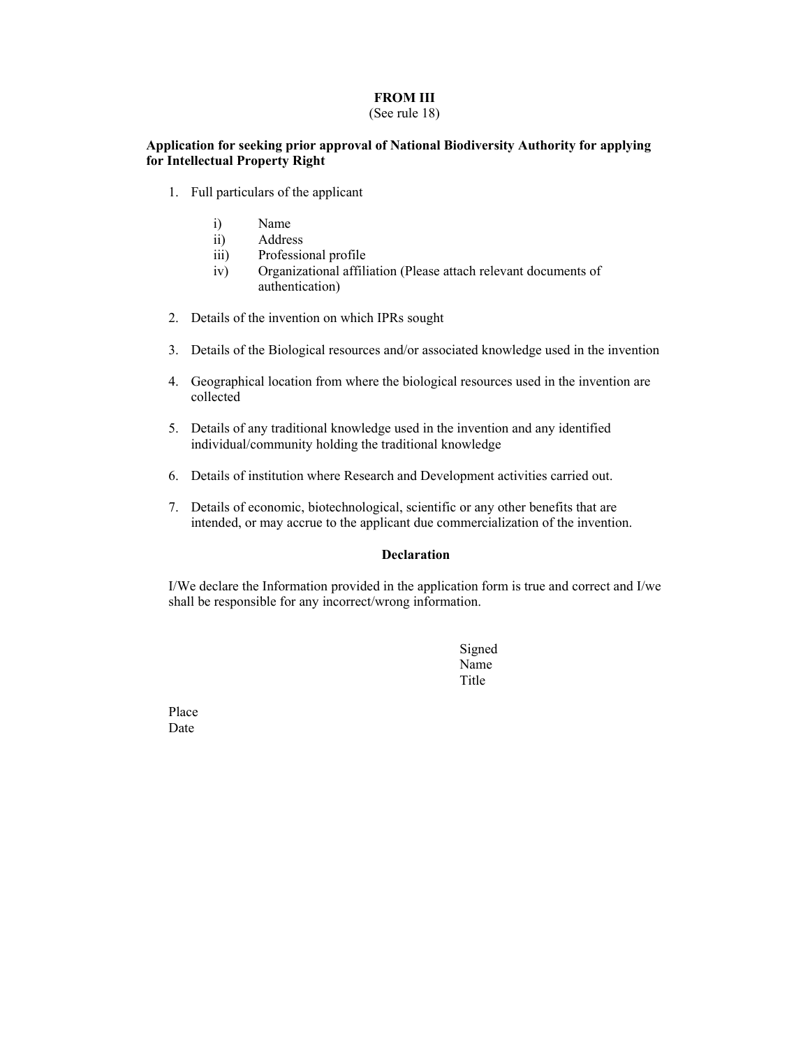**FROM III**
(See rule 18)

**Application for seeking prior approval of National Biodiversity Authority for applying for Intellectual Property Right**

1. Full particulars of the applicant

   i) Name
   ii) Address
   iii) Professional profile
   iv) Organizational affiliation (Please attach relevant documents of authentication)

2. Details of the invention on which IPRs sought

3. Details of the Biological resources and/or associated knowledge used in the invention

4. Geographical location from where the biological resources used in the invention are collected

5. Details of any traditional knowledge used in the invention and any identified individual/community holding the traditional knowledge

6. Details of institution where Research and Development activities carried out.

7. Details of economic, biotechnological, scientific or any other benefits that are intended, or may accrue to the applicant due commercialization of the invention.

**Declaration**

I/We declare the Information provided in the application form is true and correct and I/we shall be responsible for any incorrect/wrong information.

Signed
Name
Title

Place
Date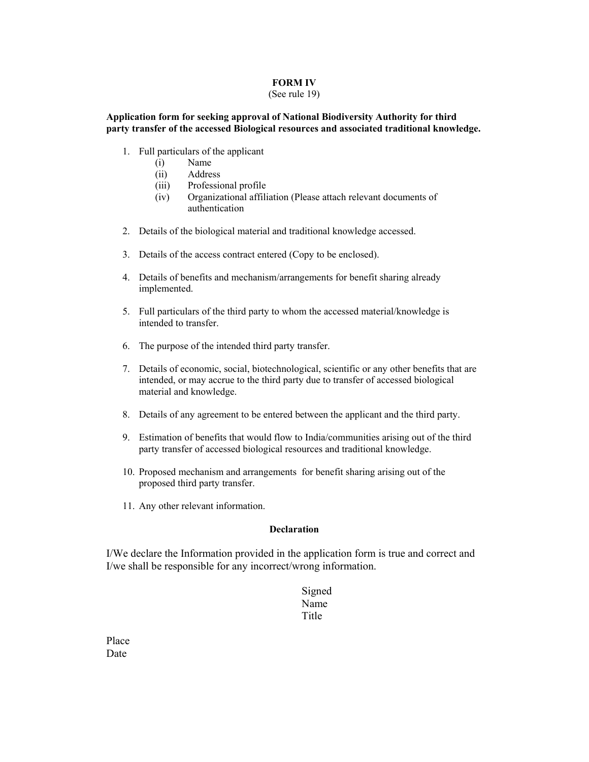**FORM IV**

(See rule 19)

**Application form for seeking approval of National Biodiversity Authority for third party transfer of the accessed Biological resources and associated traditional knowledge.**

1. Full particulars of the applicant
   - (i) Name
   - (ii) Address
   - (iii) Professional profile
   - (iv) Organizational affiliation (Please attach relevant documents of authentication

2. Details of the biological material and traditional knowledge accessed.

3. Details of the access contract entered (Copy to be enclosed).

4. Details of benefits and mechanism/arrangements for benefit sharing already implemented.

5. Full particulars of the third party to whom the accessed material/knowledge is intended to transfer.

6. The purpose of the intended third party transfer.

7. Details of economic, social, biotechnological, scientific or any other benefits that are intended, or may accrue to the third party due to transfer of accessed biological material and knowledge.

8. Details of any agreement to be entered between the applicant and the third party.

9. Estimation of benefits that would flow to India/communities arising out of the third party transfer of accessed biological resources and traditional knowledge.

10. Proposed mechanism and arrangements for benefit sharing arising out of the proposed third party transfer.

11. Any other relevant information.

**Declaration**

I/We declare the Information provided in the application form is true and correct and I/we shall be responsible for any incorrect/wrong information.

Signed
Name
Title

Place
Date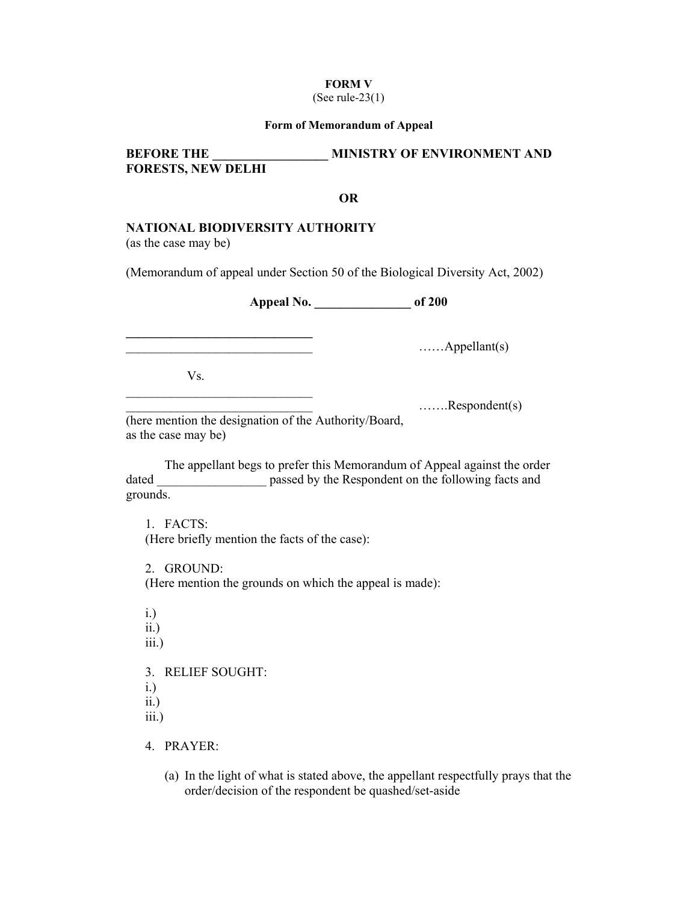**FORM V**
(See rule-23(1)

**Form of Memorandum of Appeal**

**BEFORE THE _________________ MINISTRY OF ENVIRONMENT AND FORESTS, NEW DELHI**

**OR**

**NATIONAL BIODIVERSITY AUTHORITY**
(as the case may be)

(Memorandum of appeal under Section 50 of the Biological Diversity Act, 2002)

**Appeal No. _______________ of 200**

_____________________________
_____________________________ ……Appellant(s)

Vs.

_____________________________
_____________________________ …….Respondent(s)
(here mention the designation of the Authority/Board, as the case may be)

The appellant begs to prefer this Memorandum of Appeal against the order dated _________________ passed by the Respondent on the following facts and grounds.

1. FACTS:
(Here briefly mention the facts of the case):

2. GROUND:
(Here mention the grounds on which the appeal is made):

i.)
ii.)
iii.)

3. RELIEF SOUGHT:
i.)
ii.)
iii.)

4. PRAYER:

(a) In the light of what is stated above, the appellant respectfully prays that the order/decision of the respondent be quashed/set-aside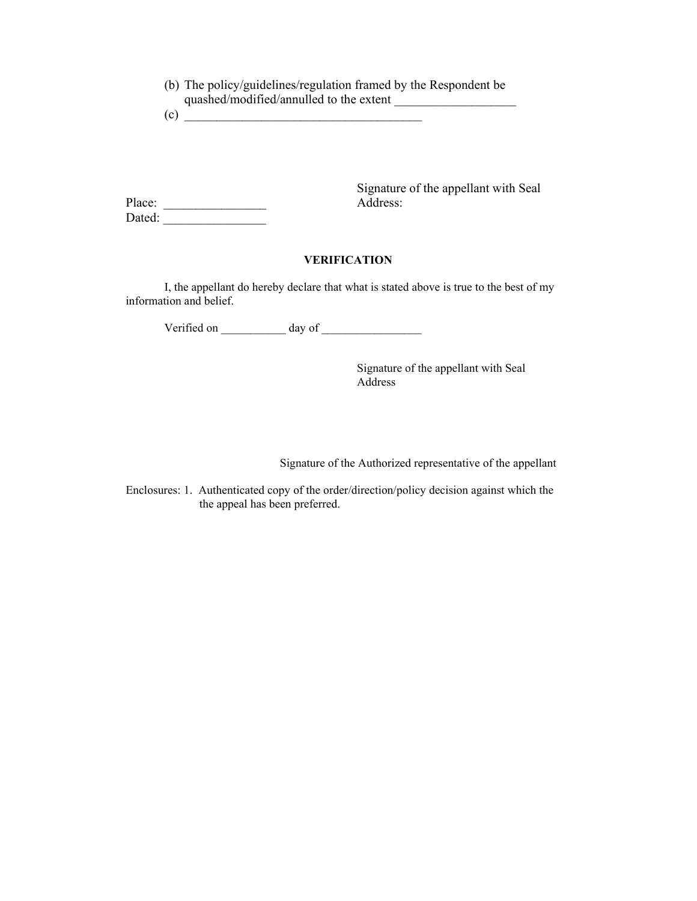(b) The policy/guidelines/regulation framed by the Respondent be quashed/modified/annulled to the extent ___________________

(c) ______________________________________

Signature of the appellant with Seal
Address:

Place: ________________
Dated: ________________

**VERIFICATION**

I, the appellant do hereby declare that what is stated above is true to the best of my information and belief.

Verified on ___________ day of _________________

Signature of the appellant with Seal
Address

Signature of the Authorized representative of the appellant

Enclosures: 1. Authenticated copy of the order/direction/policy decision against which the the appeal has been preferred.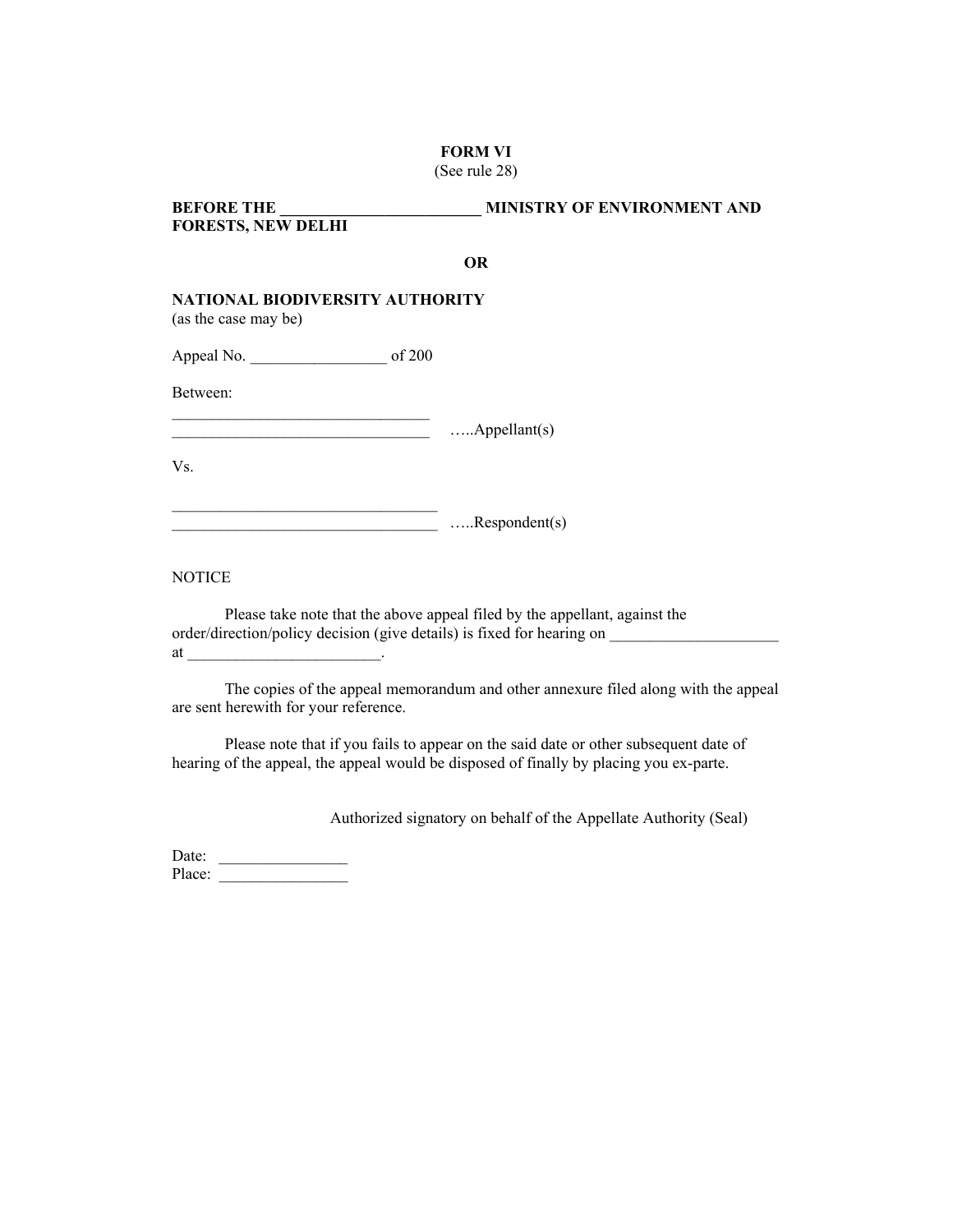**FORM VI**
(See rule 28)

**BEFORE THE ________________________ MINISTRY OF ENVIRONMENT AND FORESTS, NEW DELHI**

**OR**

**NATIONAL BIODIVERSITY AUTHORITY**
(as the case may be)

Appeal No. _________________ of 200

Between:

________________________________
________________________________ …..Appellant(s)

Vs.

_________________________________
_________________________________ …..Respondent(s)

NOTICE

Please take note that the above appeal filed by the appellant, against the order/direction/policy decision (give details) is fixed for hearing on _____________________ at ________________________.

The copies of the appeal memorandum and other annexure filed along with the appeal are sent herewith for your reference.

Please note that if you fails to appear on the said date or other subsequent date of hearing of the appeal, the appeal would be disposed of finally by placing you ex-parte.

Authorized signatory on behalf of the Appellate Authority (Seal)

Date: ________________
Place: ________________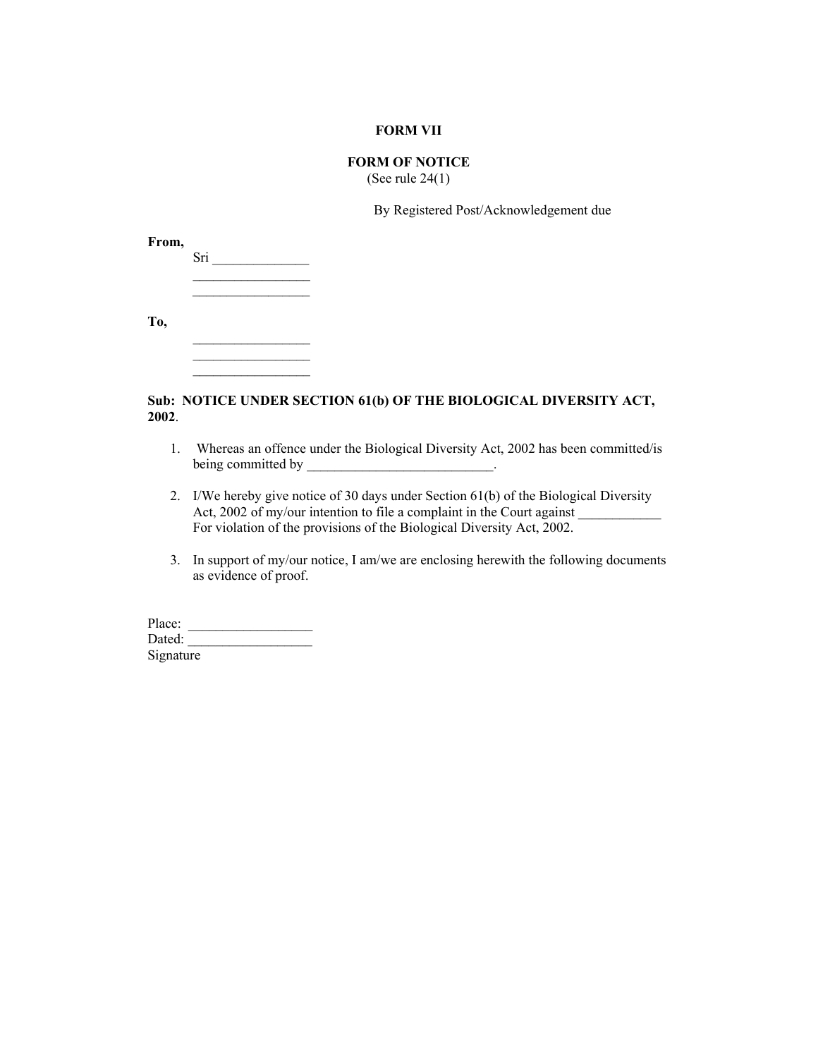**FORM VII**

**FORM OF NOTICE**
(See rule 24(1)

By Registered Post/Acknowledgement due

**From,**

Sri ______________
_________________
_________________

**To,**

_________________
_________________
_________________

**Sub: NOTICE UNDER SECTION 61(b) OF THE BIOLOGICAL DIVERSITY ACT, 2002**.

1. Whereas an offence under the Biological Diversity Act, 2002 has been committed/is being committed by ___________________________.

2. I/We hereby give notice of 30 days under Section 61(b) of the Biological Diversity Act, 2002 of my/our intention to file a complaint in the Court against ____________ For violation of the provisions of the Biological Diversity Act, 2002.

3. In support of my/our notice, I am/we are enclosing herewith the following documents as evidence of proof.

Place: __________________
Dated: __________________
Signature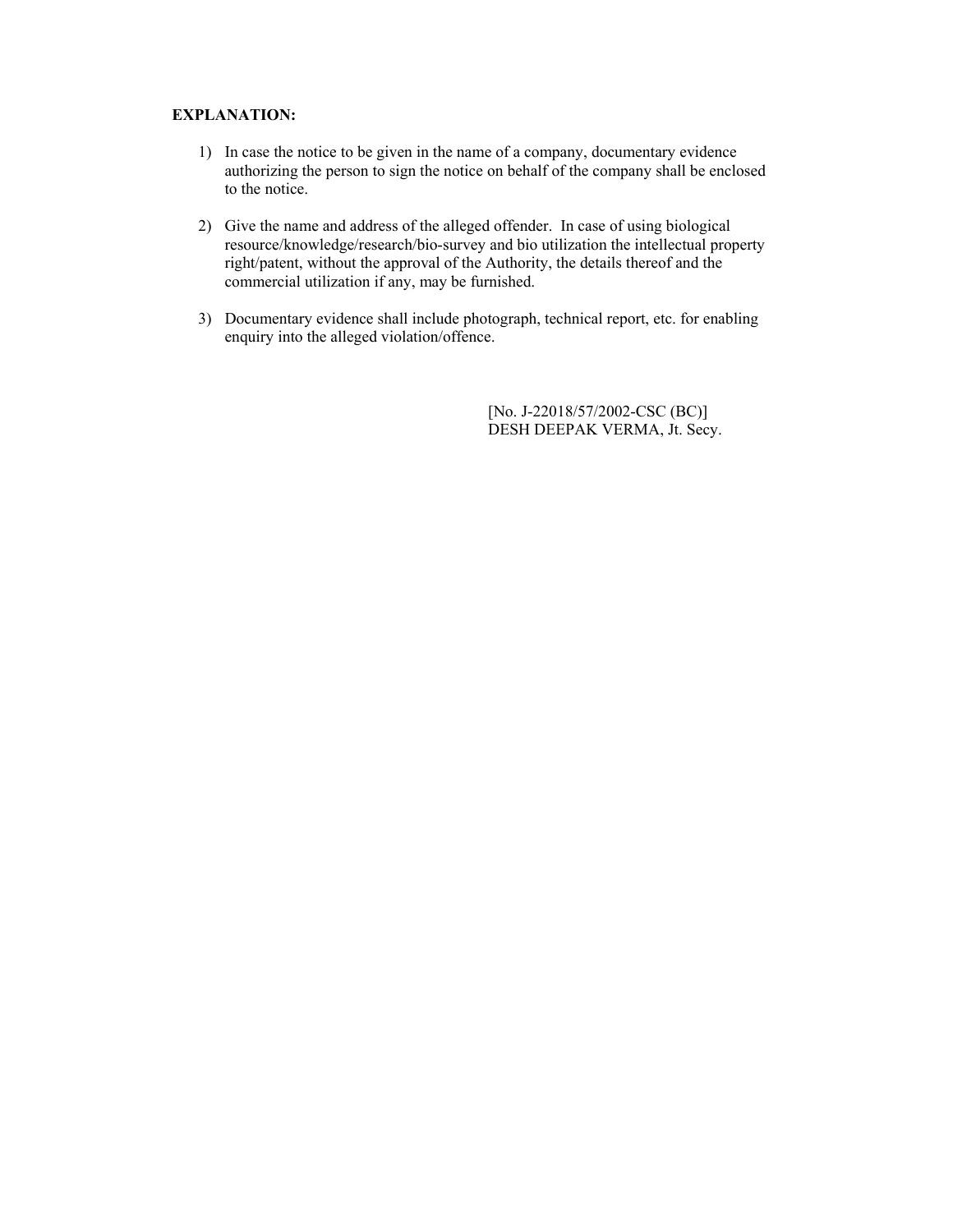**EXPLANATION:**

1) In case the notice to be given in the name of a company, documentary evidence authorizing the person to sign the notice on behalf of the company shall be enclosed to the notice.

2) Give the name and address of the alleged offender. In case of using biological resource/knowledge/research/bio-survey and bio utilization the intellectual property right/patent, without the approval of the Authority, the details thereof and the commercial utilization if any, may be furnished.

3) Documentary evidence shall include photograph, technical report, etc. for enabling enquiry into the alleged violation/offence.

[No. J-22018/57/2002-CSC (BC)]
DESH DEEPAK VERMA, Jt. Secy.